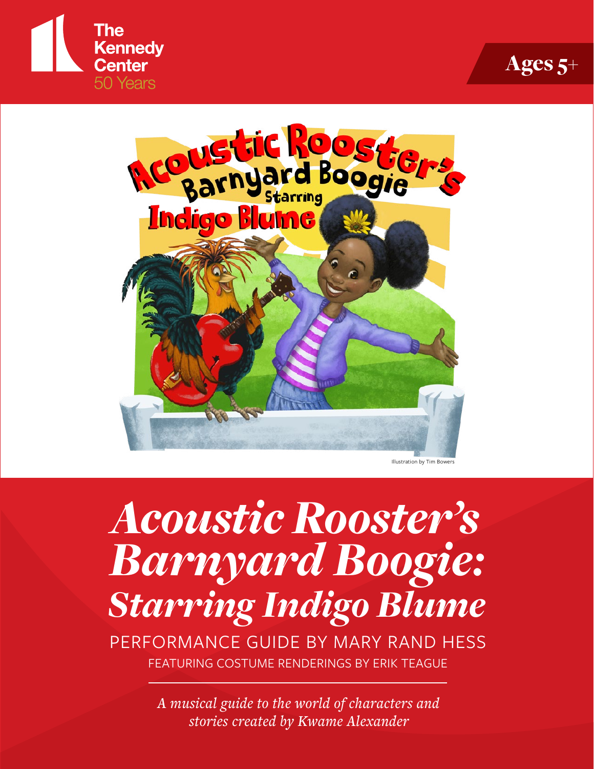The Kennedy Center 50 Years

Ages 5+

Illustration by Tim Bowers

# *Acoustic Rooster's Barnyard Boogie: Starring Indigo Blume*

PERFORMANCE GUIDE BY MARY RAND HESS

FEATURING COSTUME RENDERINGS BY ERIK TEAGUE

*A musical guide to the world of characters and stories created by Kwame Alexander*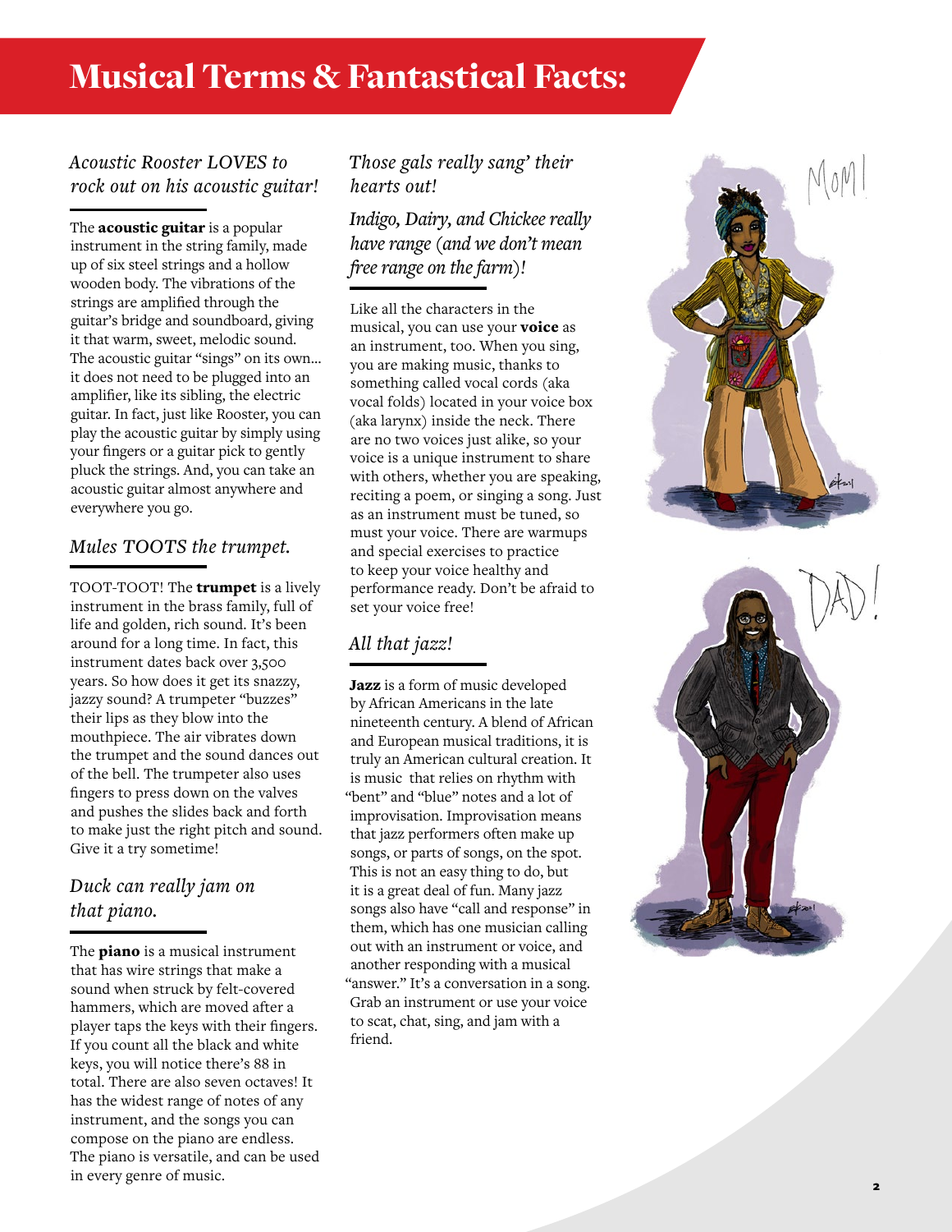# Musical Terms & Fantastical Facts:

*Acoustic Rooster LOVES to rock out on his acoustic guitar!*

The **acoustic guitar** is a popular instrument in the string family, made up of six steel strings and a hollow wooden body. The vibrations of the strings are amplified through the guitar's bridge and soundboard, giving it that warm, sweet, melodic sound. The acoustic guitar "sings" on its own... it does not need to be plugged into an amplifier, like its sibling, the electric guitar. In fact, just like Rooster, you can play the acoustic guitar by simply using your fingers or a guitar pick to gently pluck the strings. And, you can take an acoustic guitar almost anywhere and everywhere you go.

*Mules TOOTS the trumpet.*

TOOT-TOOT! The **trumpet** is a lively instrument in the brass family, full of life and golden, rich sound. It's been around for a long time. In fact, this instrument dates back over 3,500 years. So how does it get its snazzy, jazzy sound? A trumpeter "buzzes" their lips as they blow into the mouthpiece. The air vibrates down the trumpet and the sound dances out of the bell. The trumpeter also uses fingers to press down on the valves and pushes the slides back and forth to make just the right pitch and sound. Give it a try sometime!

*Duck can really jam on that piano.*

The **piano** is a musical instrument that has wire strings that make a sound when struck by felt-covered hammers, which are moved after a player taps the keys with their fingers. If you count all the black and white keys, you will notice there's 88 in total. There are also seven octaves! It has the widest range of notes of any instrument, and the songs you can compose on the piano are endless. The piano is versatile, and can be used in every genre of music.

*Those gals really sang' their hearts out!*

*Indigo, Dairy, and Chickee really have range (and we don't mean free range on the farm)!*

Like all the characters in the musical, you can use your **voice** as an instrument, too. When you sing, you are making music, thanks to something called vocal cords (aka vocal folds) located in your voice box (aka larynx) inside the neck. There are no two voices just alike, so your voice is a unique instrument to share with others, whether you are speaking, reciting a poem, or singing a song. Just as an instrument must be tuned, so must your voice. There are warmups and special exercises to practice to keep your voice healthy and performance ready. Don't be afraid to set your voice free!

*All that jazz!*

**Jazz** is a form of music developed by African Americans in the late nineteenth century. A blend of African and European musical traditions, it is truly an American cultural creation. It is music that relies on rhythm with "bent" and "blue" notes and a lot of improvisation. Improvisation means that jazz performers often make up songs, or parts of songs, on the spot. This is not an easy thing to do, but it is a great deal of fun. Many jazz songs also have "call and response" in them, which has one musician calling out with an instrument or voice, and another responding with a musical "answer." It's a conversation in a song. Grab an instrument or use your voice to scat, chat, sing, and jam with a friend.

MOM!

DAD!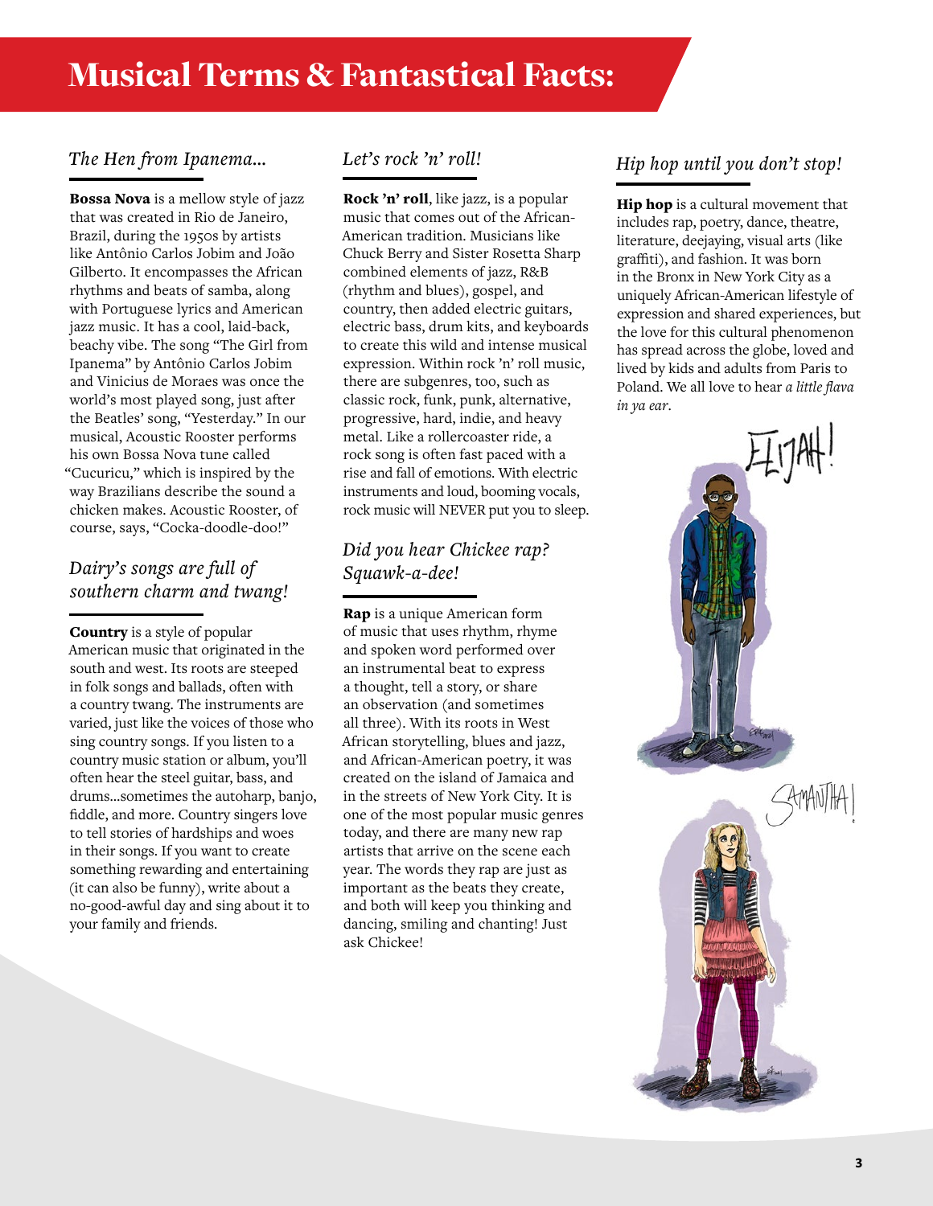# Musical Terms & Fantastical Facts:

### *The Hen from Ipanema…*

**Bossa Nova** is a mellow style of jazz that was created in Rio de Janeiro, Brazil, during the 1950s by artists like Antônio Carlos Jobim and João Gilberto. It encompasses the African rhythms and beats of samba, along with Portuguese lyrics and American jazz music. It has a cool, laid-back, beachy vibe. The song "The Girl from Ipanema" by Antônio Carlos Jobim and Vinicius de Moraes was once the world's most played song, just after the Beatles' song, "Yesterday." In our musical, Acoustic Rooster performs his own Bossa Nova tune called "Cucuricu," which is inspired by the way Brazilians describe the sound a chicken makes. Acoustic Rooster, of course, says, "Cocka-doodle-doo!"

### *Dairy's songs are full of southern charm and twang!*

**Country** is a style of popular American music that originated in the south and west. Its roots are steeped in folk songs and ballads, often with a country twang. The instruments are varied, just like the voices of those who sing country songs. If you listen to a country music station or album, you'll often hear the steel guitar, bass, and drums…sometimes the autoharp, banjo, fiddle, and more. Country singers love to tell stories of hardships and woes in their songs. If you want to create something rewarding and entertaining (it can also be funny), write about a no-good-awful day and sing about it to your family and friends.

### *Let's rock 'n' roll!*

**Rock 'n' roll**, like jazz, is a popular music that comes out of the African-American tradition. Musicians like Chuck Berry and Sister Rosetta Sharp combined elements of jazz, R&B (rhythm and blues), gospel, and country, then added electric guitars, electric bass, drum kits, and keyboards to create this wild and intense musical expression. Within rock 'n' roll music, there are subgenres, too, such as classic rock, funk, punk, alternative, progressive, hard, indie, and heavy metal. Like a rollercoaster ride, a rock song is often fast paced with a rise and fall of emotions. With electric instruments and loud, booming vocals, rock music will NEVER put you to sleep.

### *Did you hear Chickee rap? Squawk-a-dee!*

**Rap** is a unique American form of music that uses rhythm, rhyme and spoken word performed over an instrumental beat to express a thought, tell a story, or share an observation (and sometimes all three). With its roots in West African storytelling, blues and jazz, and African-American poetry, it was created on the island of Jamaica and in the streets of New York City. It is one of the most popular music genres today, and there are many new rap artists that arrive on the scene each year. The words they rap are just as important as the beats they create, and both will keep you thinking and dancing, smiling and chanting! Just ask Chickee!

### *Hip hop until you don't stop!*

**Hip hop** is a cultural movement that includes rap, poetry, dance, theatre, literature, deejaying, visual arts (like graffiti), and fashion. It was born in the Bronx in New York City as a uniquely African-American lifestyle of expression and shared experiences, but the love for this cultural phenomenon has spread across the globe, loved and lived by kids and adults from Paris to Poland. We all love to hear *a little flava in ya ear*.

ELIJAH!

SAMANTHA!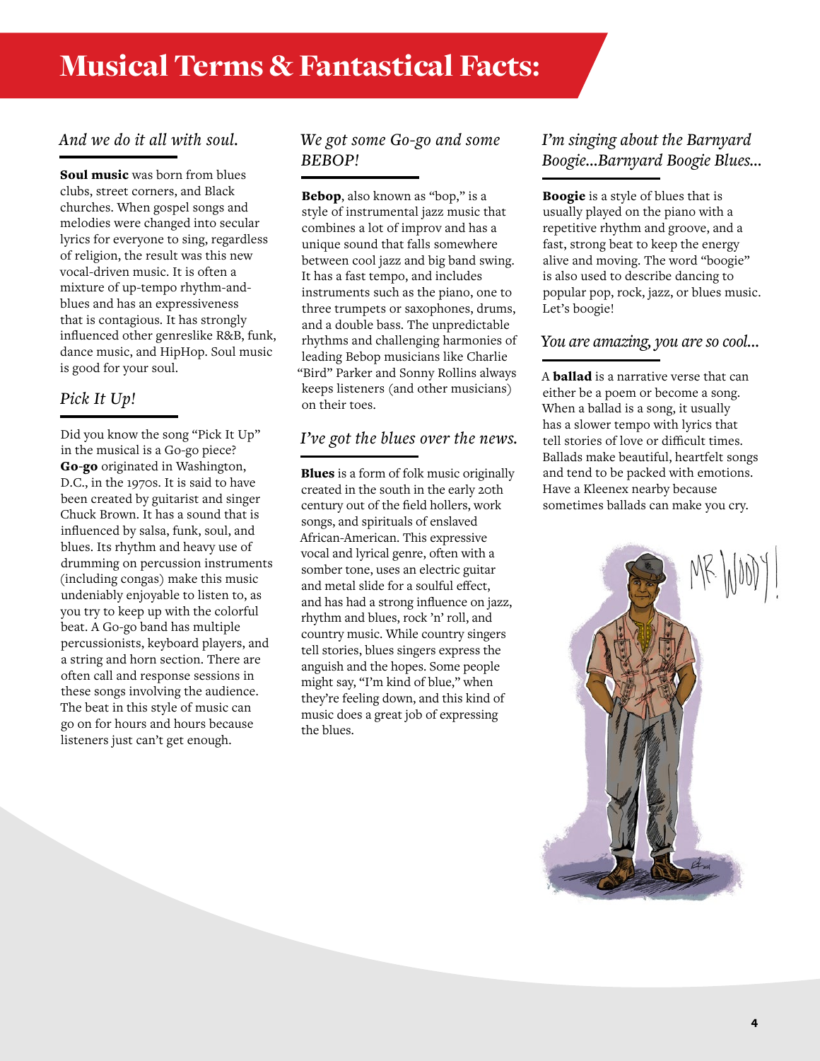# Musical Terms & Fantastical Facts:

### *And we do it all with soul.*

**Soul music** was born from blues clubs, street corners, and Black churches. When gospel songs and melodies were changed into secular lyrics for everyone to sing, regardless of religion, the result was this new vocal-driven music. It is often a mixture of up-tempo rhythm-and-blues and has an expressiveness that is contagious. It has strongly influenced other genreslike R&B, funk, dance music, and HipHop. Soul music is good for your soul.

### *Pick It Up!*

Did you know the song "Pick It Up" in the musical is a Go-go piece? **Go-go** originated in Washington, D.C., in the 1970s. It is said to have been created by guitarist and singer Chuck Brown. It has a sound that is influenced by salsa, funk, soul, and blues. Its rhythm and heavy use of drumming on percussion instruments (including congas) make this music undeniably enjoyable to listen to, as you try to keep up with the colorful beat. A Go-go band has multiple percussionists, keyboard players, and a string and horn section. There are often call and response sessions in these songs involving the audience. The beat in this style of music can go on for hours and hours because listeners just can't get enough.

### *We got some Go-go and some BEBOP!*

**Bebop**, also known as "bop," is a style of instrumental jazz music that combines a lot of improv and has a unique sound that falls somewhere between cool jazz and big band swing. It has a fast tempo, and includes instruments such as the piano, one to three trumpets or saxophones, drums, and a double bass. The unpredictable rhythms and challenging harmonies of leading Bebop musicians like Charlie "Bird" Parker and Sonny Rollins always keeps listeners (and other musicians) on their toes.

### *I've got the blues over the news.*

**Blues** is a form of folk music originally created in the south in the early 20th century out of the field hollers, work songs, and spirituals of enslaved African-American. This expressive vocal and lyrical genre, often with a somber tone, uses an electric guitar and metal slide for a soulful effect, and has had a strong influence on jazz, rhythm and blues, rock 'n' roll, and country music. While country singers tell stories, blues singers express the anguish and the hopes. Some people might say, "I'm kind of blue," when they're feeling down, and this kind of music does a great job of expressing the blues.

### *I'm singing about the Barnyard Boogie...Barnyard Boogie Blues...*

**Boogie** is a style of blues that is usually played on the piano with a repetitive rhythm and groove, and a fast, strong beat to keep the energy alive and moving. The word "boogie" is also used to describe dancing to popular pop, rock, jazz, or blues music. Let's boogie!

### *You are amazing, you are so cool...*

A **ballad** is a narrative verse that can either be a poem or become a song. When a ballad is a song, it usually has a slower tempo with lyrics that tell stories of love or difficult times. Ballads make beautiful, heartfelt songs and tend to be packed with emotions. Have a Kleenex nearby because sometimes ballads can make you cry.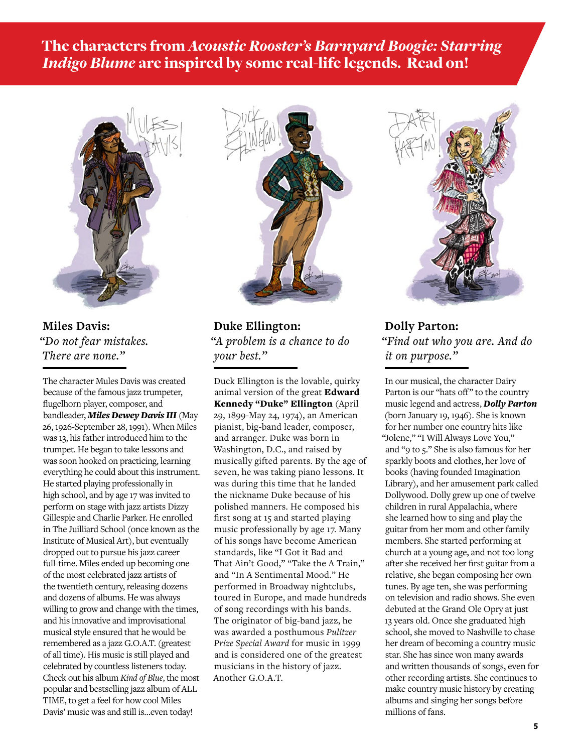# The characters from *Acoustic Rooster's Barnyard Boogie: Starring Indigo Blume* are inspired by some real-life legends. Read on!

## Miles Davis:

*"Do not fear mistakes. There are none."*

The character Mules Davis was created because of the famous jazz trumpeter, flugelhorn player, composer, and bandleader, ***Miles Dewey Davis III*** (May 26, 1926-September 28, 1991). When Miles was 13, his father introduced him to the trumpet. He began to take lessons and was soon hooked on practicing, learning everything he could about this instrument. He started playing professionally in high school, and by age 17 was invited to perform on stage with jazz artists Dizzy Gillespie and Charlie Parker. He enrolled in The Juilliard School (once known as the Institute of Musical Art), but eventually dropped out to pursue his jazz career full-time. Miles ended up becoming one of the most celebrated jazz artists of the twentieth century, releasing dozens and dozens of albums. He was always willing to grow and change with the times, and his innovative and improvisational musical style ensured that he would be remembered as a jazz G.O.A.T. (greatest of all time). His music is still played and celebrated by countless listeners today. Check out his album *Kind of Blue*, the most popular and bestselling jazz album of ALL TIME, to get a feel for how cool Miles Davis' music was and still is...even today!

## Duke Ellington:

*"A problem is a chance to do your best."*

Duck Ellington is the lovable, quirky animal version of the great **Edward Kennedy "Duke" Ellington** (April 29, 1899-May 24, 1974), an American pianist, big-band leader, composer, and arranger. Duke was born in Washington, D.C., and raised by musically gifted parents. By the age of seven, he was taking piano lessons. It was during this time that he landed the nickname Duke because of his polished manners. He composed his first song at 15 and started playing music professionally by age 17. Many of his songs have become American standards, like "I Got it Bad and That Ain't Good," "Take the A Train," and "In A Sentimental Mood." He performed in Broadway nightclubs, toured in Europe, and made hundreds of song recordings with his bands. The originator of big-band jazz, he was awarded a posthumous *Pulitzer Prize Special Award* for music in 1999 and is considered one of the greatest musicians in the history of jazz. Another G.O.A.T.

## Dolly Parton:

*"Find out who you are. And do it on purpose."*

In our musical, the character Dairy Parton is our "hats off" to the country music legend and actress, ***Dolly Parton*** (born January 19, 1946). She is known for her number one country hits like "Jolene," "I Will Always Love You," and "9 to 5." She is also famous for her sparkly boots and clothes, her love of books (having founded Imagination Library), and her amusement park called Dollywood. Dolly grew up one of twelve children in rural Appalachia, where she learned how to sing and play the guitar from her mom and other family members. She started performing at church at a young age, and not too long after she received her first guitar from a relative, she began composing her own tunes. By age ten, she was performing on television and radio shows. She even debuted at the Grand Ole Opry at just 13 years old. Once she graduated high school, she moved to Nashville to chase her dream of becoming a country music star. She has since won many awards and written thousands of songs, even for other recording artists. She continues to make country music history by creating albums and singing her songs before millions of fans.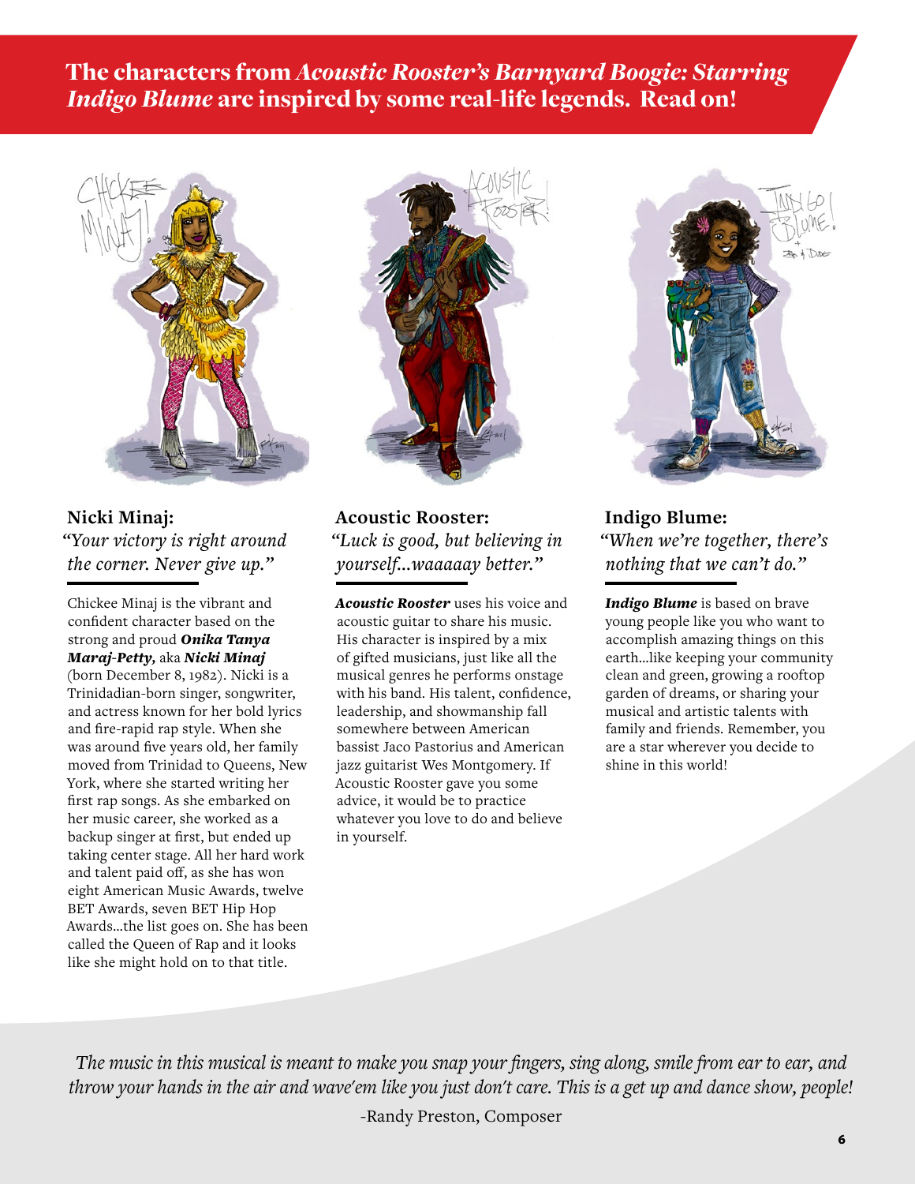## The characters from *Acoustic Rooster's Barnyard Boogie: Starring Indigo Blume* are inspired by some real-life legends. Read on!

### Nicki Minaj:

*"Your victory is right around the corner. Never give up."*

Chickee Minaj is the vibrant and confident character based on the strong and proud ***Onika Tanya Maraj-Petty,*** aka ***Nicki Minaj*** (born December 8, 1982). Nicki is a Trinidadian-born singer, songwriter, and actress known for her bold lyrics and fire-rapid rap style. When she was around five years old, her family moved from Trinidad to Queens, New York, where she started writing her first rap songs. As she embarked on her music career, she worked as a backup singer at first, but ended up taking center stage. All her hard work and talent paid off, as she has won eight American Music Awards, twelve BET Awards, seven BET Hip Hop Awards...the list goes on. She has been called the Queen of Rap and it looks like she might hold on to that title.

### Acoustic Rooster:

*"Luck is good, but believing in yourself...waaaaay better."*

***Acoustic Rooster*** uses his voice and acoustic guitar to share his music. His character is inspired by a mix of gifted musicians, just like all the musical genres he performs onstage with his band. His talent, confidence, leadership, and showmanship fall somewhere between American bassist Jaco Pastorius and American jazz guitarist Wes Montgomery. If Acoustic Rooster gave you some advice, it would be to practice whatever you love to do and believe in yourself.

### Indigo Blume:

*"When we're together, there's nothing that we can't do."*

***Indigo Blume*** is based on brave young people like you who want to accomplish amazing things on this earth...like keeping your community clean and green, growing a rooftop garden of dreams, or sharing your musical and artistic talents with family and friends. Remember, you are a star wherever you decide to shine in this world!

*The music in this musical is meant to make you snap your fingers, sing along, smile from ear to ear, and throw your hands in the air and wave'em like you just don't care. This is a get up and dance show, people!*

-Randy Preston, Composer